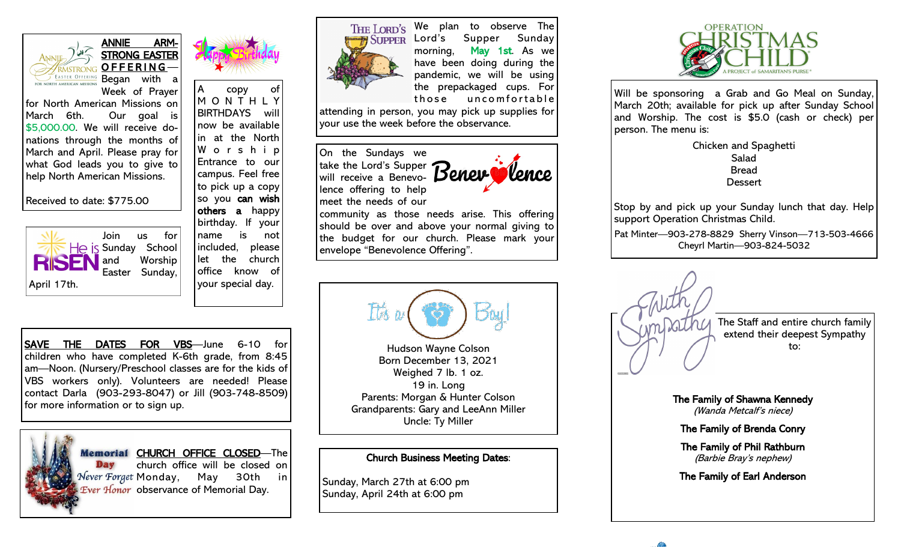**ANNIE ARMSTRONG EASTER OFFERING**—Began with a Week of Prayer for North American Missions on March 6th. Our goal is $5,000.00. We will receive donations through the months of March and April. Please pray for what God leads you to give to help North American Missions.

Received to date: $775.00

Join us for Sunday School and Worship Easter Sunday, April 17th.

**Happy Birthday**

A copy of MONTHLY BIRTHDAYS will now be available in at the North Worship Entrance to our campus. Feel free to pick up a copy so you **can wish others a** happy birthday. If your name is not included, please let the church office know of your special day.

**SAVE THE DATES FOR VBS**—June 6-10 for children who have completed K-6th grade, from 8:45 am—Noon. (Nursery/Preschool classes are for the kids of VBS workers only). Volunteers are needed! Please contact Darla (903-293-8047) or Jill (903-748-8509) for more information or to sign up.

**CHURCH OFFICE CLOSED**—The church office will be closed on Monday, May 30th in observance of Memorial Day.

**The Lord's Supper**

We plan to observe The Lord's Supper Sunday morning, May 1st. As we have been doing during the pandemic, we will be using the prepackaged cups. For those uncomfortable attending in person, you may pick up supplies for your use the week before the observance.

**Benevolence**

On the Sundays we take the Lord's Supper will receive a Benevolence offering to help meet the needs of our community as those needs arise. This offering should be over and above your normal giving to the budget for our church. Please mark your envelope "Benevolence Offering".

**It's a Boy!**

Hudson Wayne Colson
Born December 13, 2021
Weighed 7 lb. 1 oz.
19 in. Long
Parents: Morgan & Hunter Colson
Grandparents: Gary and LeeAnn Miller
Uncle: Ty Miller

**Church Business Meeting Dates:**

Sunday, March 27th at 6:00 pm
Sunday, April 24th at 6:00 pm

**OPERATION CHRISTMAS CHILD**

Will be sponsoring a Grab and Go Meal on Sunday, March 20th; available for pick up after Sunday School and Worship. The cost is $5.0 (cash or check) per person. The menu is:

Chicken and Spaghetti
Salad
Bread
Dessert

Stop by and pick up your Sunday lunch that day. Help support Operation Christmas Child.

Pat Minter—903-278-8829 Sherry Vinson—713-503-4666
Cheyrl Martin—903-824-5032

**With Sympathy**

The Staff and entire church family extend their deepest Sympathy to:

**The Family of Shawna Kennedy**
*(Wanda Metcalf's niece)*

**The Family of Brenda Conry**

**The Family of Phil Rathburn**
*(Barbie Bray's nephew)*

**The Family of Earl Anderson**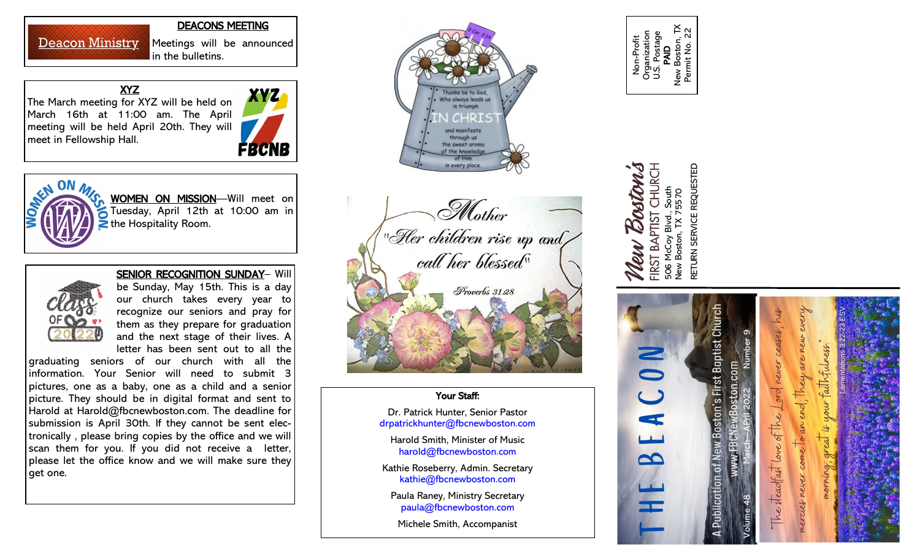## DEACONS MEETING

Deacon Ministry

Meetings will be announced in the bulletins.

## XYZ

The March meeting for XYZ will be held on March 16th at 11:00 am. The April meeting will be held April 20th. They will meet in Fellowship Hall.

## WOMEN ON MISSION

**WOMEN ON MISSION**—Will meet on Tuesday, April 12th at 10:00 am in the Hospitality Room.

## SENIOR RECOGNITION SUNDAY

**SENIOR RECOGNITION SUNDAY**– Will be Sunday, May 15th. This is a day our church takes every year to recognize our seniors and pray for them as they prepare for graduation and the next stage of their lives. A letter has been sent out to all the graduating seniors of our church with all the information. Your Senior will need to submit 3 pictures, one as a baby, one as a child and a senior picture. They should be in digital format and sent to Harold at Harold@fbcnewboston.com. The deadline for submission is April 30th. If they cannot be sent electronically , please bring copies by the office and we will scan them for you. If you did not receive a letter, please let the office know and we will make sure they get one.

2 Cor 2:14

Thanks be to God, Who always leads us in triumph IN CHRIST and manifests through us the sweet aroma of the knowledge of Him in every place.

*Mother*

*"Her children rise up and call her blessed"*

*Proverbs 31:28*

## Your Staff:

Dr. Patrick Hunter, Senior Pastor
drpatrickhunter@fbcnewboston.com

Harold Smith, Minister of Music
harold@fbcnewboston.com

Kathie Roseberry, Admin. Secretary
kathie@fbcnewboston.com

Paula Raney, Ministry Secretary
paula@fbcnewboston.com

Michele Smith, Accompanist

Non-Profit Organization
U.S. Postage
**PAID**
New Boston, TX
Permit No. 22

*New Boston's*
FIRST BAPTIST CHURCH
506 McCoy Blvd., South
New Boston, TX 75570

RETURN SERVICE REQUESTED

# THE BEACON

A Publication of New Boston's First Baptist Church
www.FBCNewBoston.com
March—April 2022
Volume 48 Number 9

"The steadfast love of the Lord never ceases; his mercies never come to an end; they are new every morning; great is your faithfulness."
Lamentations 3:22-23 ESV